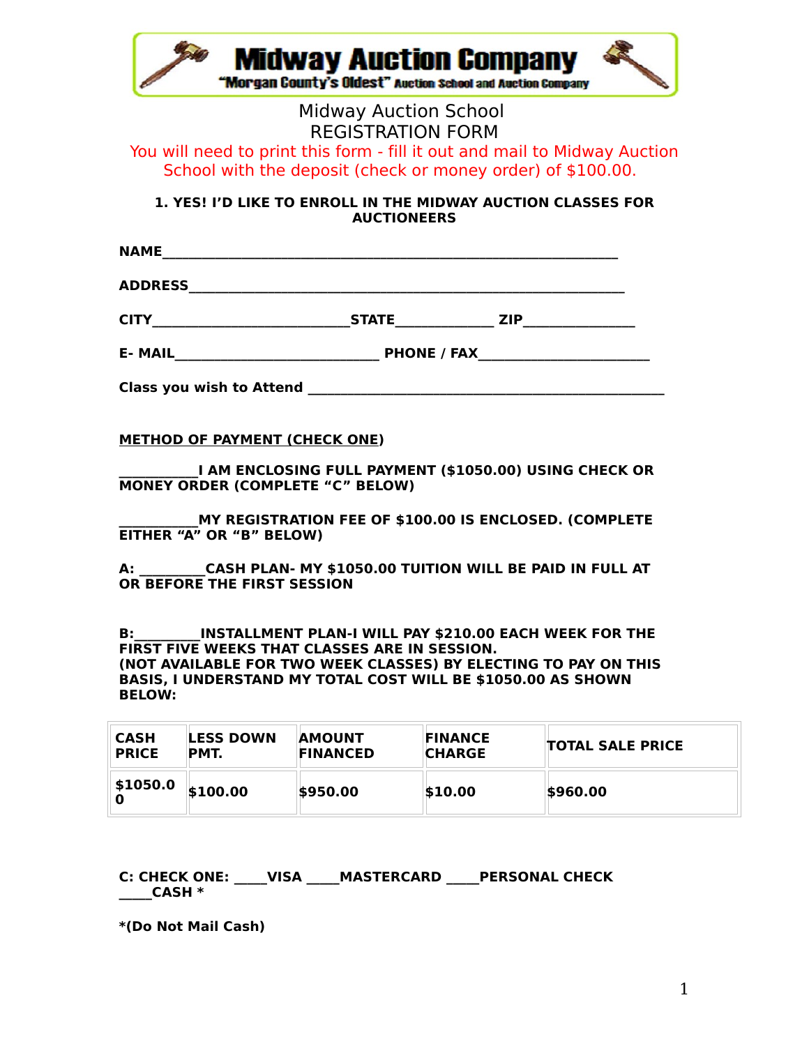# Midway Auction Company

"Morgan County's Oldest" Auction School and Auction Company

Midway Auction School

REGISTRATION FORM

You will need to print this form - fill it out and mail to Midway Auction School with the deposit (check or money order) of $100.00.

**1. YES! I'D LIKE TO ENROLL IN THE MIDWAY AUCTION CLASSES FOR AUCTIONEERS**

**NAME**_______________________________________________________________

**ADDRESS**____________________________________________________________

**CITY**__________________________**STATE**____________ **ZIP**______________

**E- MAIL**___________________________ **PHONE / FAX**______________________

**Class you wish to Attend** _______________________________________________

**METHOD OF PAYMENT (CHECK ONE)**

**__________I AM ENCLOSING FULL PAYMENT ($1050.00) USING CHECK OR MONEY ORDER (COMPLETE "C" BELOW)**

**__________MY REGISTRATION FEE OF $100.00 IS ENCLOSED. (COMPLETE EITHER "A" OR "B" BELOW)**

**A: _________CASH PLAN- MY $1050.00 TUITION WILL BE PAID IN FULL AT OR BEFORE THE FIRST SESSION**

**B:_________INSTALLMENT PLAN-I WILL PAY $210.00 EACH WEEK FOR THE FIRST FIVE WEEKS THAT CLASSES ARE IN SESSION. (NOT AVAILABLE FOR TWO WEEK CLASSES) BY ELECTING TO PAY ON THIS BASIS, I UNDERSTAND MY TOTAL COST WILL BE $1050.00 AS SHOWN BELOW:**

| CASH PRICE | LESS DOWN PMT. | AMOUNT FINANCED | FINANCE CHARGE | TOTAL SALE PRICE |
|---|---|---|---|---|
| $1050.00 | $100.00 | $950.00 | $10.00 | $960.00 |

**C: CHECK ONE: ____VISA ____MASTERCARD ____PERSONAL CHECK ____CASH \***

**\*(Do Not Mail Cash)**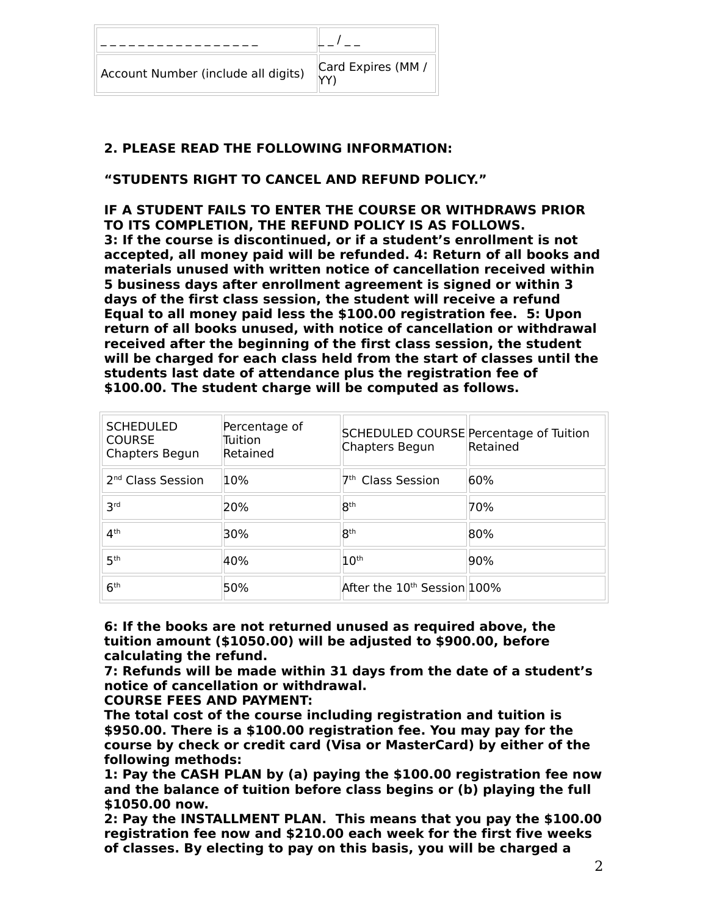| _ _ _ _ _ _ _ _ _ _ _ _ _ _ _ _ _ | _ _ / _ _ |
|---|---|
| Account Number (include all digits) | Card Expires (MM / YY) |

**2. PLEASE READ THE FOLLOWING INFORMATION:**

**"STUDENTS RIGHT TO CANCEL AND REFUND POLICY."**

**IF A STUDENT FAILS TO ENTER THE COURSE OR WITHDRAWS PRIOR TO ITS COMPLETION, THE REFUND POLICY IS AS FOLLOWS.**
**3: If the course is discontinued, or if a student's enrollment is not accepted, all money paid will be refunded. 4: Return of all books and materials unused with written notice of cancellation received within 5 business days after enrollment agreement is signed or within 3 days of the first class session, the student will receive a refund Equal to all money paid less the $100.00 registration fee. 5: Upon return of all books unused, with notice of cancellation or withdrawal received after the beginning of the first class session, the student will be charged for each class held from the start of classes until the students last date of attendance plus the registration fee of $100.00. The student charge will be computed as follows.**

| SCHEDULED COURSE Chapters Begun | Percentage of Tuition Retained | SCHEDULED COURSE Chapters Begun | Percentage of Tuition Retained |
|---|---|---|---|
| 2nd Class Session | 10% | 7th Class Session | 60% |
| 3rd | 20% | 8th | 70% |
| 4th | 30% | 8th | 80% |
| 5th | 40% | 10th | 90% |
| 6th | 50% | After the 10th Session | 100% |

**6: If the books are not returned unused as required above, the tuition amount ($1050.00) will be adjusted to $900.00, before calculating the refund.**
**7: Refunds will be made within 31 days from the date of a student's notice of cancellation or withdrawal.**
**COURSE FEES AND PAYMENT:**
**The total cost of the course including registration and tuition is $950.00. There is a $100.00 registration fee. You may pay for the course by check or credit card (Visa or MasterCard) by either of the following methods:**
**1: Pay the CASH PLAN by (a) paying the $100.00 registration fee now and the balance of tuition before class begins or (b) playing the full $1050.00 now.**
**2: Pay the INSTALLMENT PLAN. This means that you pay the $100.00 registration fee now and $210.00 each week for the first five weeks of classes. By electing to pay on this basis, you will be charged a**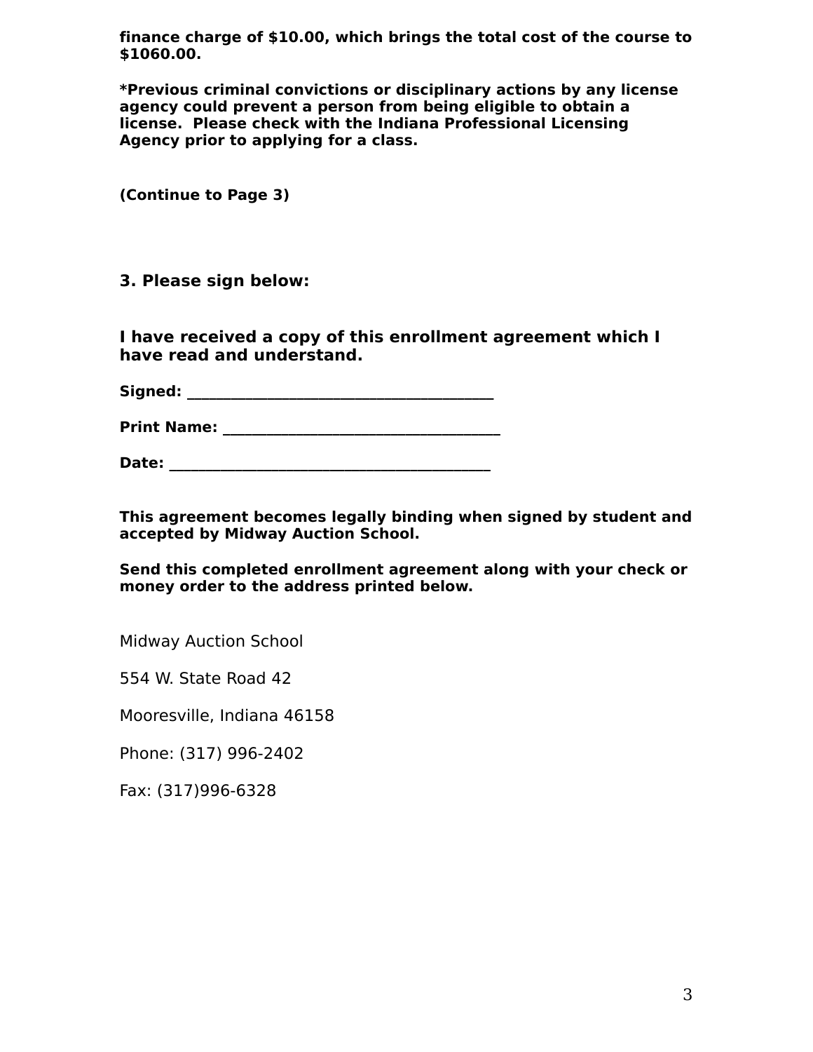**finance charge of $10.00, which brings the total cost of the course to $1060.00.**

***Previous criminal convictions or disciplinary actions by any license agency could prevent a person from being eligible to obtain a license. Please check with the Indiana Professional Licensing Agency prior to applying for a class.**

**(Continue to Page 3)**

### 3. Please sign below:

### I have received a copy of this enrollment agreement which I have read and understand.

**Signed: _______________________________________**

**Print Name: ___________________________________**

**Date: _________________________________________**

**This agreement becomes legally binding when signed by student and accepted by Midway Auction School.**

**Send this completed enrollment agreement along with your check or money order to the address printed below.**

Midway Auction School

554 W. State Road 42

Mooresville, Indiana 46158

Phone: (317) 996-2402

Fax: (317)996-6328